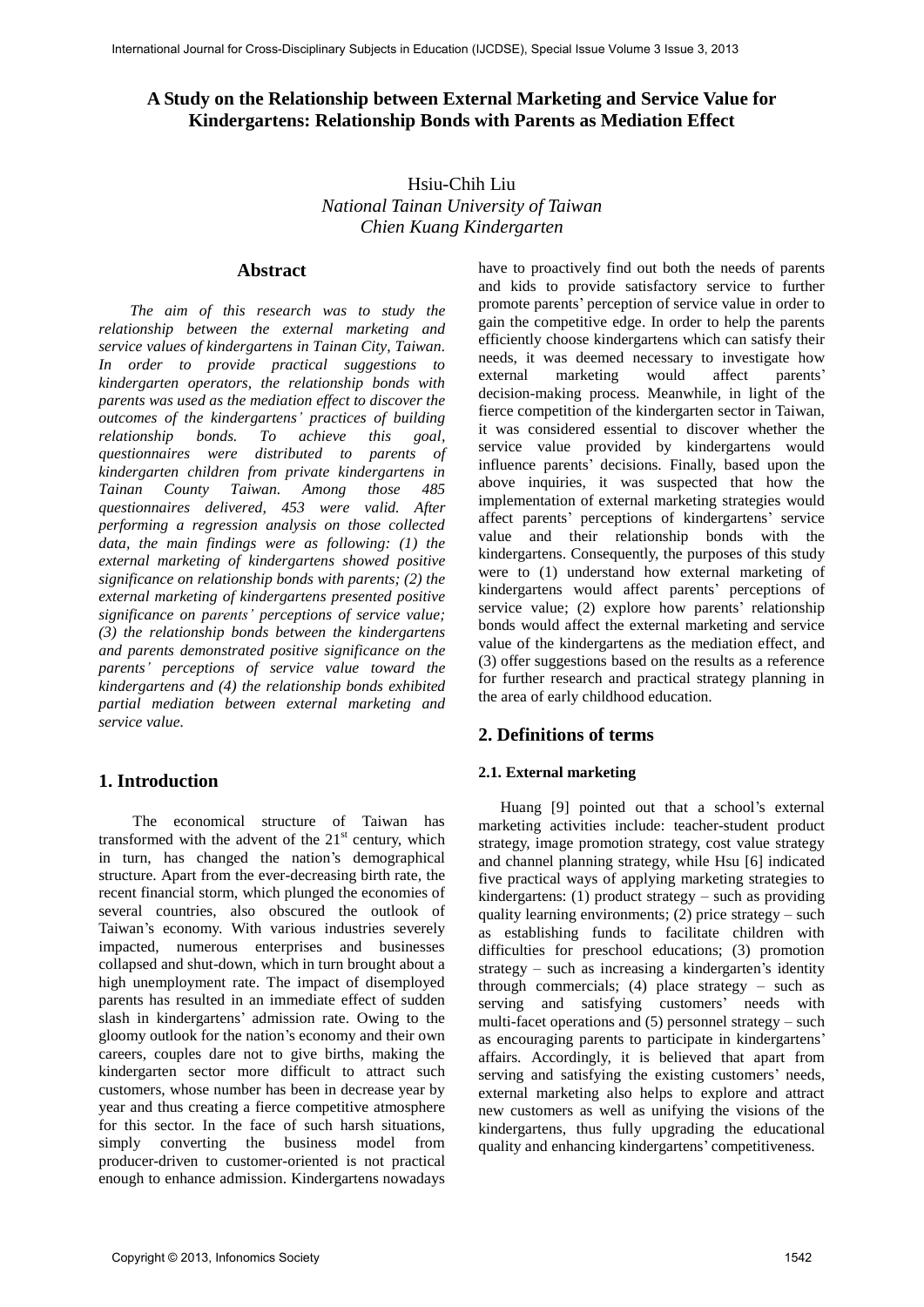# A Study on the Relationship between External Marketing and Service Value for Kindergartens: Relationship Bonds with Parents as Mediation Effect

Hsiu-Chih Liu
*National Tainan University of Taiwan*
*Chien Kuang Kindergarten*

## Abstract

*The aim of this research was to study the relationship between the external marketing and service values of kindergartens in Tainan City, Taiwan. In order to provide practical suggestions to kindergarten operators, the relationship bonds with parents was used as the mediation effect to discover the outcomes of the kindergartens' practices of building relationship bonds. To achieve this goal, questionnaires were distributed to parents of kindergarten children from private kindergartens in Tainan County Taiwan. Among those 485 questionnaires delivered, 453 were valid. After performing a regression analysis on those collected data, the main findings were as following: (1) the external marketing of kindergartens showed positive significance on relationship bonds with parents; (2) the external marketing of kindergartens presented positive significance on parents' perceptions of service value; (3) the relationship bonds between the kindergartens and parents demonstrated positive significance on the parents' perceptions of service value toward the kindergartens and (4) the relationship bonds exhibited partial mediation between external marketing and service value.*

## 1. Introduction

The economical structure of Taiwan has transformed with the advent of the 21st century, which in turn, has changed the nation's demographical structure. Apart from the ever-decreasing birth rate, the recent financial storm, which plunged the economies of several countries, also obscured the outlook of Taiwan's economy. With various industries severely impacted, numerous enterprises and businesses collapsed and shut-down, which in turn brought about a high unemployment rate. The impact of disemployed parents has resulted in an immediate effect of sudden slash in kindergartens' admission rate. Owing to the gloomy outlook for the nation's economy and their own careers, couples dare not to give births, making the kindergarten sector more difficult to attract such customers, whose number has been in decrease year by year and thus creating a fierce competitive atmosphere for this sector. In the face of such harsh situations, simply converting the business model from producer-driven to customer-oriented is not practical enough to enhance admission. Kindergartens nowadays have to proactively find out both the needs of parents and kids to provide satisfactory service to further promote parents' perception of service value in order to gain the competitive edge. In order to help the parents efficiently choose kindergartens which can satisfy their needs, it was deemed necessary to investigate how external marketing would affect parents' decision-making process. Meanwhile, in light of the fierce competition of the kindergarten sector in Taiwan, it was considered essential to discover whether the service value provided by kindergartens would influence parents' decisions. Finally, based upon the above inquiries, it was suspected that how the implementation of external marketing strategies would affect parents' perceptions of kindergartens' service value and their relationship bonds with the kindergartens. Consequently, the purposes of this study were to (1) understand how external marketing of kindergartens would affect parents' perceptions of service value; (2) explore how parents' relationship bonds would affect the external marketing and service value of the kindergartens as the mediation effect, and (3) offer suggestions based on the results as a reference for further research and practical strategy planning in the area of early childhood education.

## 2. Definitions of terms

### 2.1. External marketing

Huang [9] pointed out that a school's external marketing activities include: teacher-student product strategy, image promotion strategy, cost value strategy and channel planning strategy, while Hsu [6] indicated five practical ways of applying marketing strategies to kindergartens: (1) product strategy – such as providing quality learning environments; (2) price strategy – such as establishing funds to facilitate children with difficulties for preschool educations; (3) promotion strategy – such as increasing a kindergarten's identity through commercials; (4) place strategy – such as serving and satisfying customers' needs with multi-facet operations and (5) personnel strategy – such as encouraging parents to participate in kindergartens' affairs. Accordingly, it is believed that apart from serving and satisfying the existing customers' needs, external marketing also helps to explore and attract new customers as well as unifying the visions of the kindergartens, thus fully upgrading the educational quality and enhancing kindergartens' competitiveness.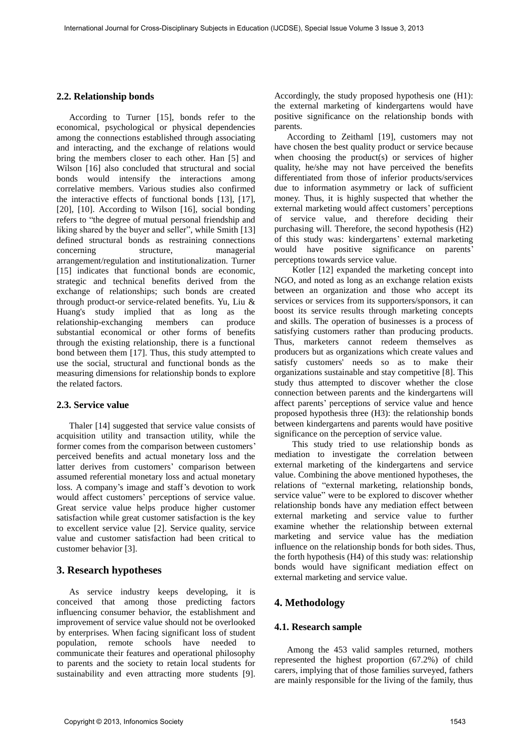### 2.2. Relationship bonds

According to Turner [15], bonds refer to the economical, psychological or physical dependencies among the connections established through associating and interacting, and the exchange of relations would bring the members closer to each other. Han [5] and Wilson [16] also concluded that structural and social bonds would intensify the interactions among correlative members. Various studies also confirmed the interactive effects of functional bonds [13], [17], [20], [10]. According to Wilson [16], social bonding refers to "the degree of mutual personal friendship and liking shared by the buyer and seller", while Smith [13] defined structural bonds as restraining connections concerning structure, managerial arrangement/regulation and institutionalization. Turner [15] indicates that functional bonds are economic, strategic and technical benefits derived from the exchange of relationships; such bonds are created through product-or service-related benefits. Yu, Liu & Huang's study implied that as long as the relationship-exchanging members can produce substantial economical or other forms of benefits through the existing relationship, there is a functional bond between them [17]. Thus, this study attempted to use the social, structural and functional bonds as the measuring dimensions for relationship bonds to explore the related factors.

### 2.3. Service value

Thaler [14] suggested that service value consists of acquisition utility and transaction utility, while the former comes from the comparison between customers' perceived benefits and actual monetary loss and the latter derives from customers' comparison between assumed referential monetary loss and actual monetary loss. A company's image and staff's devotion to work would affect customers' perceptions of service value. Great service value helps produce higher customer satisfaction while great customer satisfaction is the key to excellent service value [2]. Service quality, service value and customer satisfaction had been critical to customer behavior [3].

## 3. Research hypotheses

As service industry keeps developing, it is conceived that among those predicting factors influencing consumer behavior, the establishment and improvement of service value should not be overlooked by enterprises. When facing significant loss of student population, remote schools have needed to communicate their features and operational philosophy to parents and the society to retain local students for sustainability and even attracting more students [9]. Accordingly, the study proposed hypothesis one (H1): the external marketing of kindergartens would have positive significance on the relationship bonds with parents.

According to Zeithaml [19], customers may not have chosen the best quality product or service because when choosing the product(s) or services of higher quality, he/she may not have perceived the benefits differentiated from those of inferior products/services due to information asymmetry or lack of sufficient money. Thus, it is highly suspected that whether the external marketing would affect customers' perceptions of service value, and therefore deciding their purchasing will. Therefore, the second hypothesis (H2) of this study was: kindergartens' external marketing would have positive significance on parents' perceptions towards service value.

Kotler [12] expanded the marketing concept into NGO, and noted as long as an exchange relation exists between an organization and those who accept its services or services from its supporters/sponsors, it can boost its service results through marketing concepts and skills. The operation of businesses is a process of satisfying customers rather than producing products. Thus, marketers cannot redeem themselves as producers but as organizations which create values and satisfy customers' needs so as to make their organizations sustainable and stay competitive [8]. This study thus attempted to discover whether the close connection between parents and the kindergartens will affect parents' perceptions of service value and hence proposed hypothesis three (H3): the relationship bonds between kindergartens and parents would have positive significance on the perception of service value.

This study tried to use relationship bonds as mediation to investigate the correlation between external marketing of the kindergartens and service value. Combining the above mentioned hypotheses, the relations of "external marketing, relationship bonds, service value" were to be explored to discover whether relationship bonds have any mediation effect between external marketing and service value to further examine whether the relationship between external marketing and service value has the mediation influence on the relationship bonds for both sides. Thus, the forth hypothesis (H4) of this study was: relationship bonds would have significant mediation effect on external marketing and service value.

## 4. Methodology

### 4.1. Research sample

Among the 453 valid samples returned, mothers represented the highest proportion (67.2%) of child carers, implying that of those families surveyed, fathers are mainly responsible for the living of the family, thus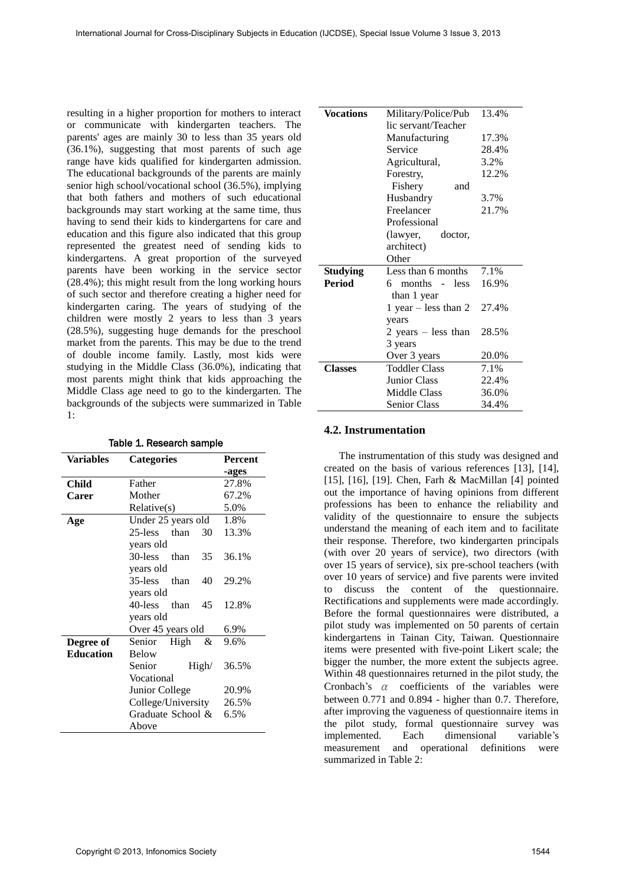resulting in a higher proportion for mothers to interact or communicate with kindergarten teachers. The parents' ages are mainly 30 to less than 35 years old (36.1%), suggesting that most parents of such age range have kids qualified for kindergarten admission. The educational backgrounds of the parents are mainly senior high school/vocational school (36.5%), implying that both fathers and mothers of such educational backgrounds may start working at the same time, thus having to send their kids to kindergartens for care and education and this figure also indicated that this group represented the greatest need of sending kids to kindergartens. A great proportion of the surveyed parents have been working in the service sector (28.4%); this might result from the long working hours of such sector and therefore creating a higher need for kindergarten caring. The years of studying of the children were mostly 2 years to less than 3 years (28.5%), suggesting huge demands for the preschool market from the parents. This may be due to the trend of double income family. Lastly, most kids were studying in the Middle Class (36.0%), indicating that most parents might think that kids approaching the Middle Class age need to go to the kindergarten. The backgrounds of the subjects were summarized in Table 1:

Table 1. Research sample

| Variables | Categories | Percent-ages |
|---|---|---|
| **Child Carer** | Father | 27.8% |
| | Mother | 67.2% |
| | Relative(s) | 5.0% |
| **Age** | Under 25 years old | 1.8% |
| | 25-less than 30 years old | 13.3% |
| | 30-less than 35 years old | 36.1% |
| | 35-less than 40 years old | 29.2% |
| | 40-less than 45 years old | 12.8% |
| | Over 45 years old | 6.9% |
| **Degree of Education** | Senior High & Below | 9.6% |
| | Senior High/ Vocational | 36.5% |
| | Junior College | 20.9% |
| | College/University | 26.5% |
| | Graduate School & Above | 6.5% |
| **Vocations** | Military/Police/Public servant/Teacher | 13.4% |
| | Manufacturing | 17.3% |
| | Service | 28.4% |
| | Agricultural, Forestry, Fishery and Husbandry | 3.2% |
| | Freelancer | 12.2% |
| | Professional (lawyer, doctor, architect) | 3.7% |
| | Other | 21.7% |
| **Studying Period** | Less than 6 months | 7.1% |
| | 6 months - less than 1 year | 16.9% |
| | 1 year – less than 2 years | 27.4% |
| | 2 years – less than 3 years | 28.5% |
| | Over 3 years | 20.0% |
| **Classes** | Toddler Class | 7.1% |
| | Junior Class | 22.4% |
| | Middle Class | 36.0% |
| | Senior Class | 34.4% |

### 4.2. Instrumentation

The instrumentation of this study was designed and created on the basis of various references [13], [14], [15], [16], [19]. Chen, Farh & MacMillan [4] pointed out the importance of having opinions from different professions has been to enhance the reliability and validity of the questionnaire to ensure the subjects understand the meaning of each item and to facilitate their response. Therefore, two kindergarten principals (with over 20 years of service), two directors (with over 15 years of service), six pre-school teachers (with over 10 years of service) and five parents were invited to discuss the content of the questionnaire. Rectifications and supplements were made accordingly. Before the formal questionnaires were distributed, a pilot study was implemented on 50 parents of certain kindergartens in Tainan City, Taiwan. Questionnaire items were presented with five-point Likert scale; the bigger the number, the more extent the subjects agree. Within 48 questionnaires returned in the pilot study, the Cronbach's $\alpha$ coefficients of the variables were between 0.771 and 0.894 - higher than 0.7. Therefore, after improving the vagueness of questionnaire items in the pilot study, formal questionnaire survey was implemented. Each dimensional variable's measurement and operational definitions were summarized in Table 2: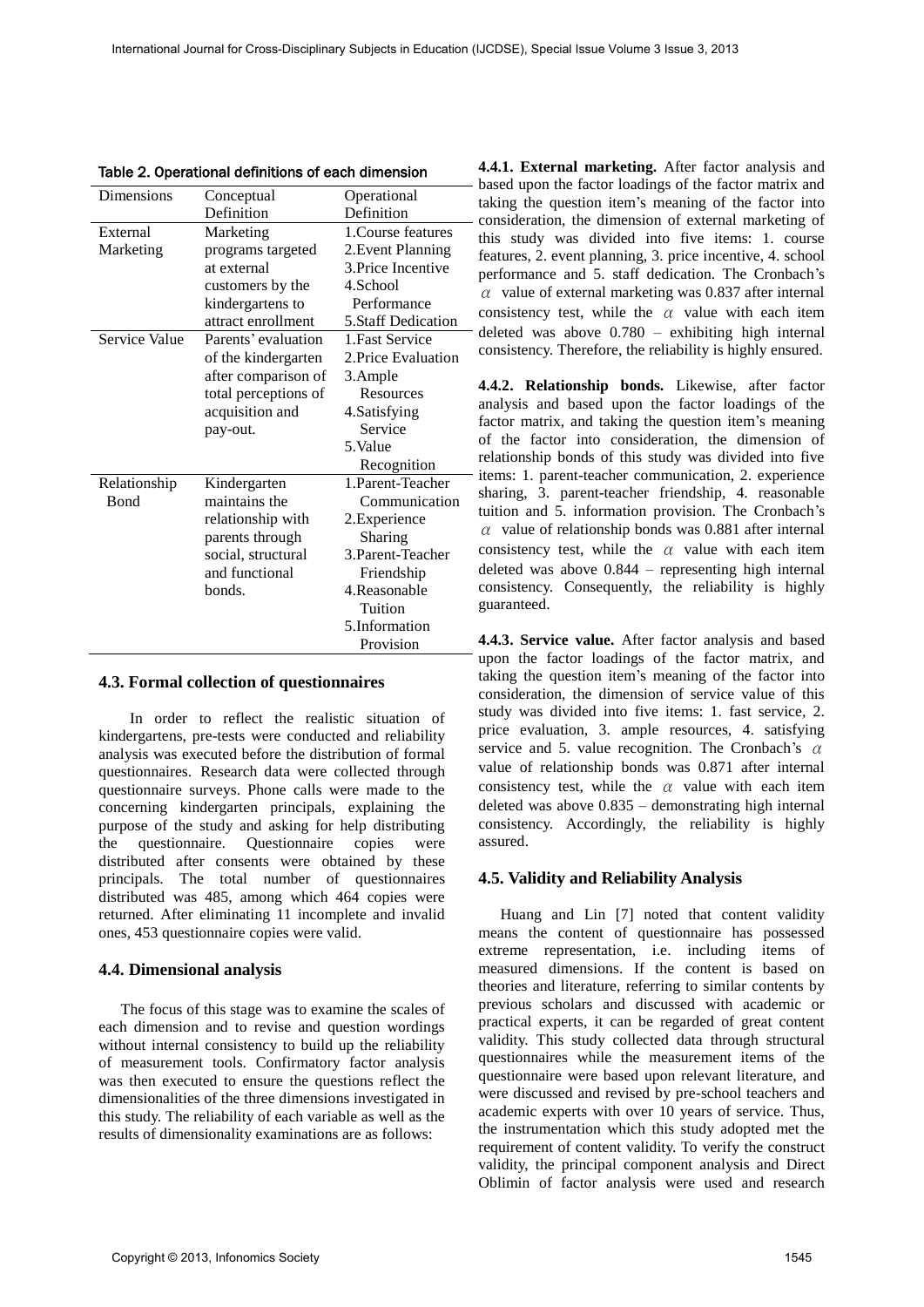Table 2. Operational definitions of each dimension

| Dimensions | Conceptual Definition | Operational Definition |
|---|---|---|
| External Marketing | Marketing programs targeted at external customers by the kindergartens to attract enrollment | 1.Course features 2.Event Planning 3.Price Incentive 4.School Performance 5.Staff Dedication |
| Service Value | Parents' evaluation of the kindergarten after comparison of total perceptions of acquisition and pay-out. | 1.Fast Service 2.Price Evaluation 3.Ample Resources 4.Satisfying Service 5.Value Recognition |
| Relationship Bond | Kindergarten maintains the relationship with parents through social, structural and functional bonds. | 1.Parent-Teacher Communication 2.Experience Sharing 3.Parent-Teacher Friendship 4.Reasonable Tuition 5.Information Provision |

### 4.3. Formal collection of questionnaires

In order to reflect the realistic situation of kindergartens, pre-tests were conducted and reliability analysis was executed before the distribution of formal questionnaires. Research data were collected through questionnaire surveys. Phone calls were made to the concerning kindergarten principals, explaining the purpose of the study and asking for help distributing the questionnaire. Questionnaire copies were distributed after consents were obtained by these principals. The total number of questionnaires distributed was 485, among which 464 copies were returned. After eliminating 11 incomplete and invalid ones, 453 questionnaire copies were valid.

### 4.4. Dimensional analysis

The focus of this stage was to examine the scales of each dimension and to revise and question wordings without internal consistency to build up the reliability of measurement tools. Confirmatory factor analysis was then executed to ensure the questions reflect the dimensionalities of the three dimensions investigated in this study. The reliability of each variable as well as the results of dimensionality examinations are as follows:

**4.4.1. External marketing.** After factor analysis and based upon the factor loadings of the factor matrix and taking the question item's meaning of the factor into consideration, the dimension of external marketing of this study was divided into five items: 1. course features, 2. event planning, 3. price incentive, 4. school performance and 5. staff dedication. The Cronbach's $\alpha$ value of external marketing was 0.837 after internal consistency test, while the $\alpha$ value with each item deleted was above 0.780 – exhibiting high internal consistency. Therefore, the reliability is highly ensured.

**4.4.2. Relationship bonds.** Likewise, after factor analysis and based upon the factor loadings of the factor matrix, and taking the question item's meaning of the factor into consideration, the dimension of relationship bonds of this study was divided into five items: 1. parent-teacher communication, 2. experience sharing, 3. parent-teacher friendship, 4. reasonable tuition and 5. information provision. The Cronbach's $\alpha$ value of relationship bonds was 0.881 after internal consistency test, while the $\alpha$ value with each item deleted was above 0.844 – representing high internal consistency. Consequently, the reliability is highly guaranteed.

**4.4.3. Service value.** After factor analysis and based upon the factor loadings of the factor matrix, and taking the question item's meaning of the factor into consideration, the dimension of service value of this study was divided into five items: 1. fast service, 2. price evaluation, 3. ample resources, 4. satisfying service and 5. value recognition. The Cronbach's $\alpha$ value of relationship bonds was 0.871 after internal consistency test, while the $\alpha$ value with each item deleted was above 0.835 – demonstrating high internal consistency. Accordingly, the reliability is highly assured.

### 4.5. Validity and Reliability Analysis

Huang and Lin [7] noted that content validity means the content of questionnaire has possessed extreme representation, i.e. including items of measured dimensions. If the content is based on theories and literature, referring to similar contents by previous scholars and discussed with academic or practical experts, it can be regarded of great content validity. This study collected data through structural questionnaires while the measurement items of the questionnaire were based upon relevant literature, and were discussed and revised by pre-school teachers and academic experts with over 10 years of service. Thus, the instrumentation which this study adopted met the requirement of content validity. To verify the construct validity, the principal component analysis and Direct Oblimin of factor analysis were used and research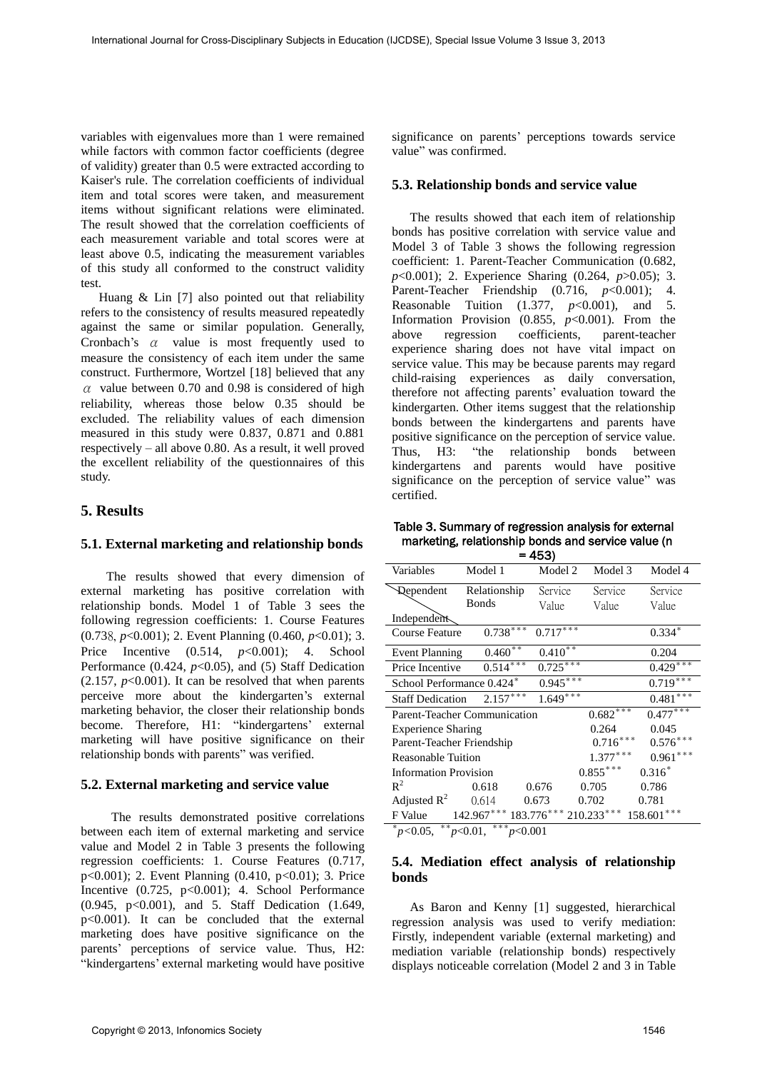variables with eigenvalues more than 1 were remained while factors with common factor coefficients (degree of validity) greater than 0.5 were extracted according to Kaiser's rule. The correlation coefficients of individual item and total scores were taken, and measurement items without significant relations were eliminated. The result showed that the correlation coefficients of each measurement variable and total scores were at least above 0.5, indicating the measurement variables of this study all conformed to the construct validity test.

Huang & Lin [7] also pointed out that reliability refers to the consistency of results measured repeatedly against the same or similar population. Generally, Cronbach's $\alpha$ value is most frequently used to measure the consistency of each item under the same construct. Furthermore, Wortzel [18] believed that any $\alpha$ value between 0.70 and 0.98 is considered of high reliability, whereas those below 0.35 should be excluded. The reliability values of each dimension measured in this study were 0.837, 0.871 and 0.881 respectively – all above 0.80. As a result, it well proved the excellent reliability of the questionnaires of this study.

## 5. Results

### 5.1. External marketing and relationship bonds

The results showed that every dimension of external marketing has positive correlation with relationship bonds. Model 1 of Table 3 sees the following regression coefficients: 1. Course Features (0.738, $p$<0.001); 2. Event Planning (0.460, $p$<0.01); 3. Price Incentive (0.514, $p$<0.001); 4. School Performance (0.424, $p$<0.05), and (5) Staff Dedication (2.157, $p$<0.001). It can be resolved that when parents perceive more about the kindergarten's external marketing behavior, the closer their relationship bonds become. Therefore, H1: "kindergartens' external marketing will have positive significance on their relationship bonds with parents" was verified.

### 5.2. External marketing and service value

The results demonstrated positive correlations between each item of external marketing and service value and Model 2 in Table 3 presents the following regression coefficients: 1. Course Features (0.717, p<0.001); 2. Event Planning (0.410, p<0.01); 3. Price Incentive (0.725, p<0.001); 4. School Performance (0.945, p<0.001), and 5. Staff Dedication (1.649, p<0.001). It can be concluded that the external marketing does have positive significance on the parents' perceptions of service value. Thus, H2: "kindergartens' external marketing would have positive significance on parents' perceptions towards service value" was confirmed.

### 5.3. Relationship bonds and service value

The results showed that each item of relationship bonds has positive correlation with service value and Model 3 of Table 3 shows the following regression coefficient: 1. Parent-Teacher Communication (0.682, $p$<0.001); 2. Experience Sharing (0.264, $p$>0.05); 3. Parent-Teacher Friendship (0.716, $p$<0.001); 4. Reasonable Tuition (1.377, $p$<0.001), and 5. Information Provision (0.855, $p$<0.001). From the above regression coefficients, parent-teacher experience sharing does not have vital impact on service value. This may be because parents may regard child-raising experiences as daily conversation, therefore not affecting parents' evaluation toward the kindergarten. Other items suggest that the relationship bonds between the kindergartens and parents have positive significance on the perception of service value. Thus, H3: "the relationship bonds between kindergartens and parents would have positive significance on the perception of service value" was certified.

**Table 3. Summary of regression analysis for external marketing, relationship bonds and service value (n = 453)**

| Variables | Model 1 | Model 2 | Model 3 | Model 4 |
|---|---|---|---|---|
| Dependent / Independent | Relationship Bonds | Service Value | Service Value | Service Value |
| Course Feature | $0.738^{***}$ | $0.717^{***}$ | | $0.334^{*}$ |
| Event Planning | $0.460^{**}$ | $0.410^{**}$ | | 0.204 |
| Price Incentive | $0.514^{***}$ | $0.725^{***}$ | | $0.429^{***}$ |
| School Performance | $0.424^{*}$ | $0.945^{***}$ | | $0.719^{***}$ |
| Staff Dedication | $2.157^{***}$ | $1.649^{***}$ | | $0.481^{***}$ |
| Parent-Teacher Communication | | | $0.682^{***}$ | $0.477^{***}$ |
| Experience Sharing | | | 0.264 | 0.045 |
| Parent-Teacher Friendship | | | $0.716^{***}$ | $0.576^{***}$ |
| Reasonable Tuition | | | $1.377^{***}$ | $0.961^{***}$ |
| Information Provision | | | $0.855^{***}$ | $0.316^{*}$ |
| $R^2$ | 0.618 | 0.676 | 0.705 | 0.786 |
| Adjusted $R^2$ | 0.614 | 0.673 | 0.702 | 0.781 |
| F Value | $142.967^{***}$ | $183.776^{***}$ | $210.233^{***}$ | $158.601^{***}$ |

$^{*}p$<0.05, $^{**}p$<0.01, $^{***}p$<0.001

### 5.4. Mediation effect analysis of relationship bonds

As Baron and Kenny [1] suggested, hierarchical regression analysis was used to verify mediation: Firstly, independent variable (external marketing) and mediation variable (relationship bonds) respectively displays noticeable correlation (Model 2 and 3 in Table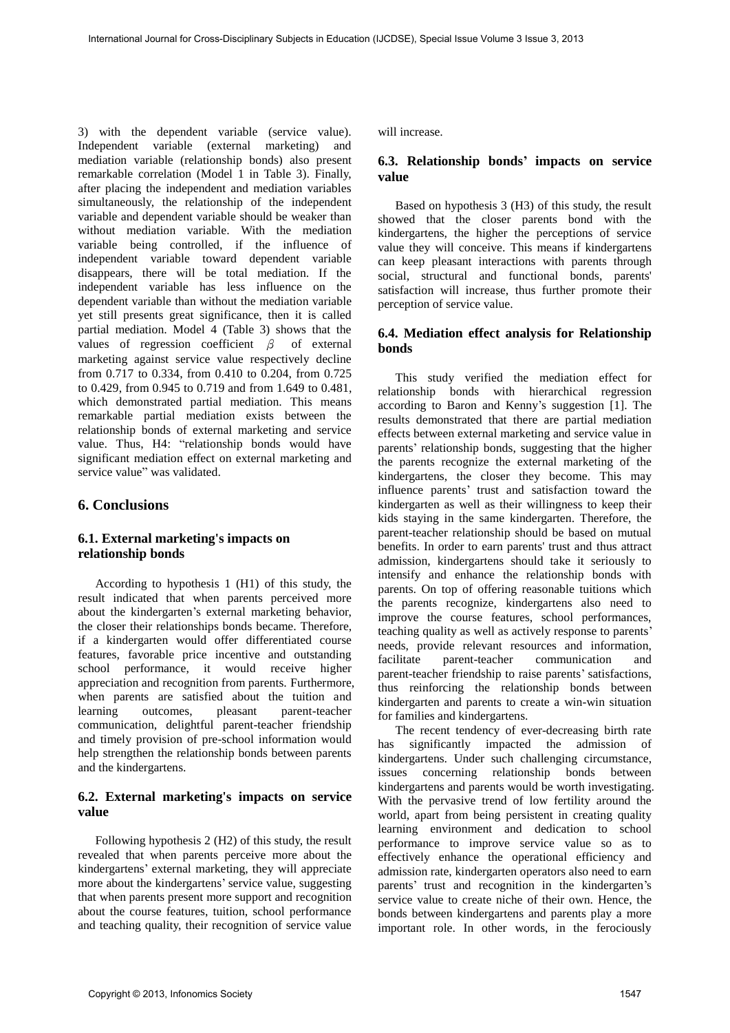3) with the dependent variable (service value). Independent variable (external marketing) and mediation variable (relationship bonds) also present remarkable correlation (Model 1 in Table 3). Finally, after placing the independent and mediation variables simultaneously, the relationship of the independent variable and dependent variable should be weaker than without mediation variable. With the mediation variable being controlled, if the influence of independent variable toward dependent variable disappears, there will be total mediation. If the independent variable has less influence on the dependent variable than without the mediation variable yet still presents great significance, then it is called partial mediation. Model 4 (Table 3) shows that the values of regression coefficient $\beta$ of external marketing against service value respectively decline from 0.717 to 0.334, from 0.410 to 0.204, from 0.725 to 0.429, from 0.945 to 0.719 and from 1.649 to 0.481, which demonstrated partial mediation. This means remarkable partial mediation exists between the relationship bonds of external marketing and service value. Thus, H4: "relationship bonds would have significant mediation effect on external marketing and service value" was validated.

## 6. Conclusions

### 6.1. External marketing's impacts on relationship bonds

According to hypothesis 1 (H1) of this study, the result indicated that when parents perceived more about the kindergarten's external marketing behavior, the closer their relationships bonds became. Therefore, if a kindergarten would offer differentiated course features, favorable price incentive and outstanding school performance, it would receive higher appreciation and recognition from parents. Furthermore, when parents are satisfied about the tuition and learning outcomes, pleasant parent-teacher communication, delightful parent-teacher friendship and timely provision of pre-school information would help strengthen the relationship bonds between parents and the kindergartens.

### 6.2. External marketing's impacts on service value

Following hypothesis 2 (H2) of this study, the result revealed that when parents perceive more about the kindergartens' external marketing, they will appreciate more about the kindergartens' service value, suggesting that when parents present more support and recognition about the course features, tuition, school performance and teaching quality, their recognition of service value will increase.

### 6.3. Relationship bonds' impacts on service value

Based on hypothesis 3 (H3) of this study, the result showed that the closer parents bond with the kindergartens, the higher the perceptions of service value they will conceive. This means if kindergartens can keep pleasant interactions with parents through social, structural and functional bonds, parents' satisfaction will increase, thus further promote their perception of service value.

### 6.4. Mediation effect analysis for Relationship bonds

This study verified the mediation effect for relationship bonds with hierarchical regression according to Baron and Kenny's suggestion [1]. The results demonstrated that there are partial mediation effects between external marketing and service value in parents' relationship bonds, suggesting that the higher the parents recognize the external marketing of the kindergartens, the closer they become. This may influence parents' trust and satisfaction toward the kindergarten as well as their willingness to keep their kids staying in the same kindergarten. Therefore, the parent-teacher relationship should be based on mutual benefits. In order to earn parents' trust and thus attract admission, kindergartens should take it seriously to intensify and enhance the relationship bonds with parents. On top of offering reasonable tuitions which the parents recognize, kindergartens also need to improve the course features, school performances, teaching quality as well as actively response to parents' needs, provide relevant resources and information, facilitate parent-teacher communication and parent-teacher friendship to raise parents' satisfactions, thus reinforcing the relationship bonds between kindergarten and parents to create a win-win situation for families and kindergartens.

The recent tendency of ever-decreasing birth rate has significantly impacted the admission of kindergartens. Under such challenging circumstance, issues concerning relationship bonds between kindergartens and parents would be worth investigating. With the pervasive trend of low fertility around the world, apart from being persistent in creating quality learning environment and dedication to school performance to improve service value so as to effectively enhance the operational efficiency and admission rate, kindergarten operators also need to earn parents' trust and recognition in the kindergarten's service value to create niche of their own. Hence, the bonds between kindergartens and parents play a more important role. In other words, in the ferociously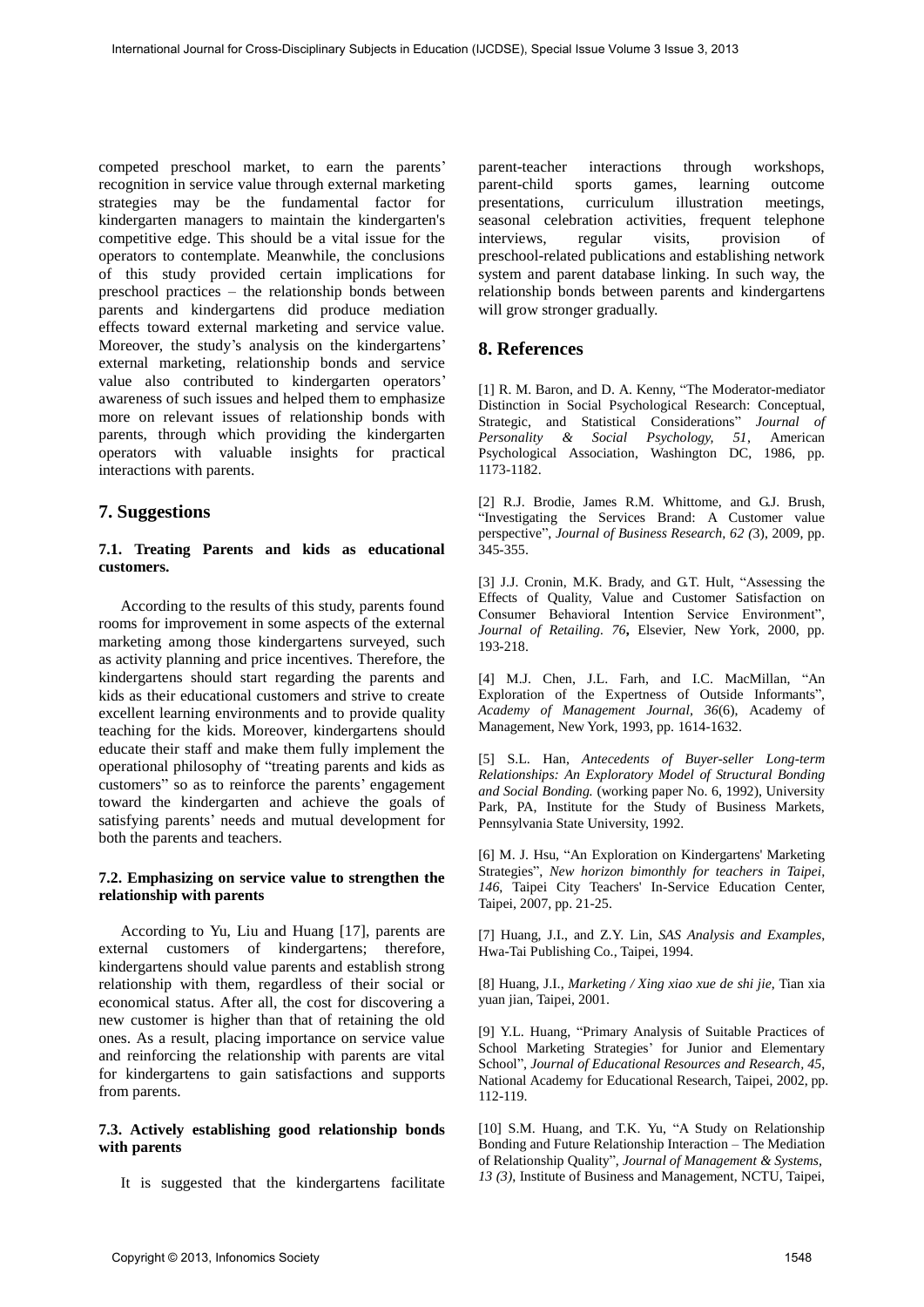competed preschool market, to earn the parents' recognition in service value through external marketing strategies may be the fundamental factor for kindergarten managers to maintain the kindergarten's competitive edge. This should be a vital issue for the operators to contemplate. Meanwhile, the conclusions of this study provided certain implications for preschool practices – the relationship bonds between parents and kindergartens did produce mediation effects toward external marketing and service value. Moreover, the study's analysis on the kindergartens' external marketing, relationship bonds and service value also contributed to kindergarten operators' awareness of such issues and helped them to emphasize more on relevant issues of relationship bonds with parents, through which providing the kindergarten operators with valuable insights for practical interactions with parents.

## 7. Suggestions

### 7.1. Treating Parents and kids as educational customers.

According to the results of this study, parents found rooms for improvement in some aspects of the external marketing among those kindergartens surveyed, such as activity planning and price incentives. Therefore, the kindergartens should start regarding the parents and kids as their educational customers and strive to create excellent learning environments and to provide quality teaching for the kids. Moreover, kindergartens should educate their staff and make them fully implement the operational philosophy of "treating parents and kids as customers" so as to reinforce the parents' engagement toward the kindergarten and achieve the goals of satisfying parents' needs and mutual development for both the parents and teachers.

### 7.2. Emphasizing on service value to strengthen the relationship with parents

According to Yu, Liu and Huang [17], parents are external customers of kindergartens; therefore, kindergartens should value parents and establish strong relationship with them, regardless of their social or economical status. After all, the cost for discovering a new customer is higher than that of retaining the old ones. As a result, placing importance on service value and reinforcing the relationship with parents are vital for kindergartens to gain satisfactions and supports from parents.

### 7.3. Actively establishing good relationship bonds with parents

It is suggested that the kindergartens facilitate parent-teacher interactions through workshops, parent-child sports games, learning outcome presentations, curriculum illustration meetings, seasonal celebration activities, frequent telephone interviews, regular visits, provision of preschool-related publications and establishing network system and parent database linking. In such way, the relationship bonds between parents and kindergartens will grow stronger gradually.

## 8. References

[1] R. M. Baron, and D. A. Kenny, "The Moderator-mediator Distinction in Social Psychological Research: Conceptual, Strategic, and Statistical Considerations" *Journal of Personality & Social Psychology, 51*, American Psychological Association, Washington DC, 1986, pp. 1173-1182.

[2] R.J. Brodie, James R.M. Whittome, and G.J. Brush, "Investigating the Services Brand: A Customer value perspective", *Journal of Business Research, 62 (*3), 2009, pp. 345-355.

[3] J.J. Cronin, M.K. Brady, and G.T. Hult, "Assessing the Effects of Quality, Value and Customer Satisfaction on Consumer Behavioral Intention Service Environment", *Journal of Retailing. 76***,** Elsevier, New York, 2000, pp. 193-218.

[4] M.J. Chen, J.L. Farh, and I.C. MacMillan, "An Exploration of the Expertness of Outside Informants", *Academy of Management Journal, 36*(6), Academy of Management, New York, 1993, pp. 1614-1632.

[5] S.L. Han, *Antecedents of Buyer-seller Long-term Relationships: An Exploratory Model of Structural Bonding and Social Bonding.* (working paper No. 6, 1992), University Park, PA, Institute for the Study of Business Markets, Pennsylvania State University, 1992.

[6] M. J. Hsu, "An Exploration on Kindergartens' Marketing Strategies", *New horizon bimonthly for teachers in Taipei, 146*, Taipei City Teachers' In-Service Education Center, Taipei, 2007, pp. 21-25.

[7] Huang, J.I., and Z.Y. Lin, *SAS Analysis and Examples*, Hwa-Tai Publishing Co., Taipei, 1994.

[8] Huang, J.I., *Marketing / Xing xiao xue de shi jie*, Tian xia yuan jian, Taipei, 2001.

[9] Y.L. Huang, "Primary Analysis of Suitable Practices of School Marketing Strategies' for Junior and Elementary School", *Journal of Educational Resources and Research, 45*, National Academy for Educational Research, Taipei, 2002, pp. 112-119.

[10] S.M. Huang, and T.K. Yu, "A Study on Relationship Bonding and Future Relationship Interaction – The Mediation of Relationship Quality", *Journal of Management & Systems, 13 (3)*, Institute of Business and Management, NCTU, Taipei,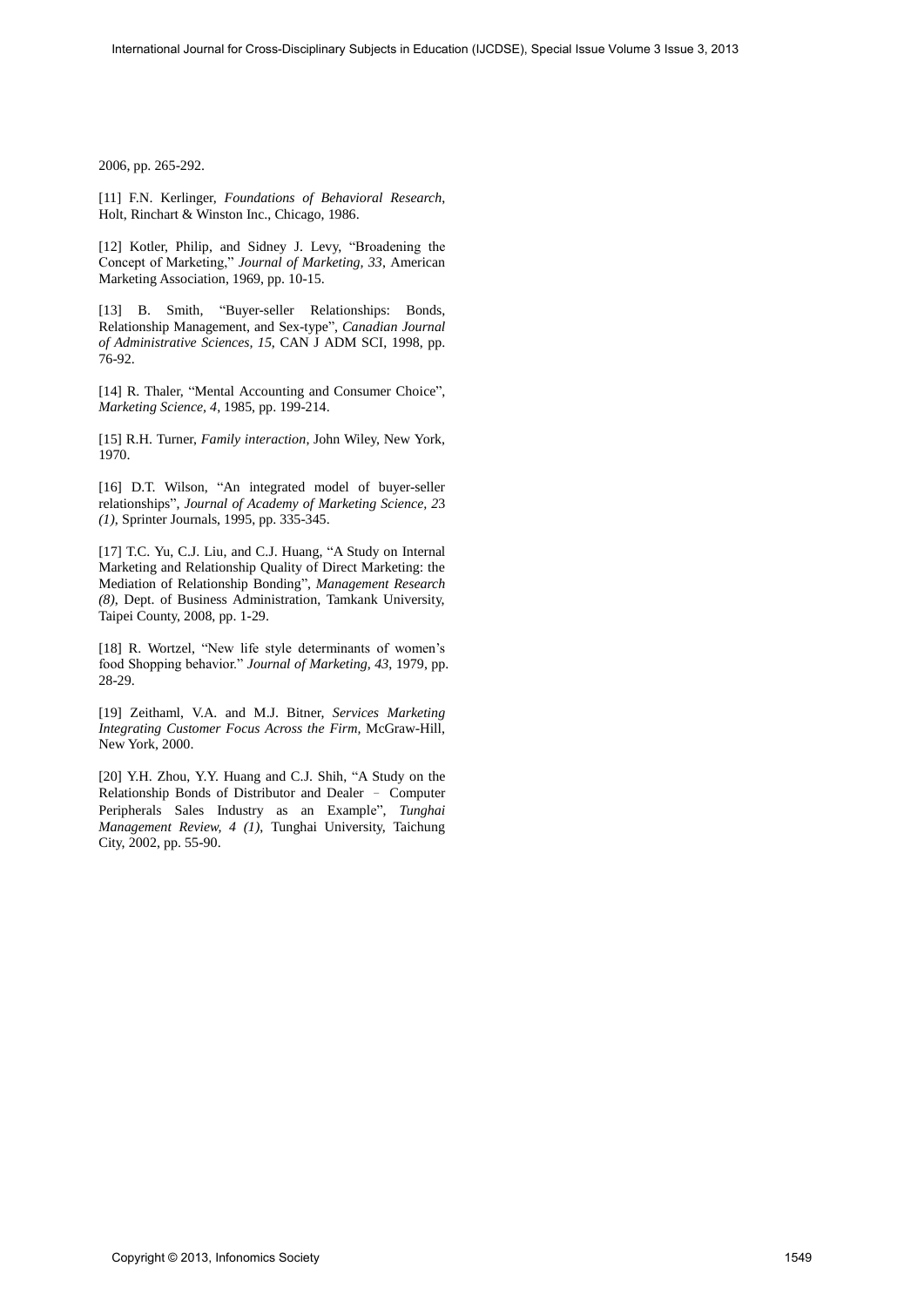2006, pp. 265-292.

[11] F.N. Kerlinger, *Foundations of Behavioral Research*, Holt, Rinchart & Winston Inc., Chicago, 1986.

[12] Kotler, Philip, and Sidney J. Levy, "Broadening the Concept of Marketing," *Journal of Marketing, 33*, American Marketing Association, 1969, pp. 10-15.

[13] B. Smith, "Buyer-seller Relationships: Bonds, Relationship Management, and Sex-type", *Canadian Journal of Administrative Sciences, 15*, CAN J ADM SCI, 1998, pp. 76-92.

[14] R. Thaler, "Mental Accounting and Consumer Choice", *Marketing Science, 4*, 1985, pp. 199-214.

[15] R.H. Turner, *Family interaction*, John Wiley, New York, 1970.

[16] D.T. Wilson, "An integrated model of buyer-seller relationships", *Journal of Academy of Marketing Science, 23 (1)*, Sprinter Journals, 1995, pp. 335-345.

[17] T.C. Yu, C.J. Liu, and C.J. Huang, "A Study on Internal Marketing and Relationship Quality of Direct Marketing: the Mediation of Relationship Bonding", *Management Research (8)*, Dept. of Business Administration, Tamkank University, Taipei County, 2008, pp. 1-29.

[18] R. Wortzel, "New life style determinants of women's food Shopping behavior." *Journal of Marketing, 43*, 1979, pp. 28-29.

[19] Zeithaml, V.A. and M.J. Bitner, *Services Marketing Integrating Customer Focus Across the Firm*, McGraw-Hill, New York, 2000.

[20] Y.H. Zhou, Y.Y. Huang and C.J. Shih, "A Study on the Relationship Bonds of Distributor and Dealer – Computer Peripherals Sales Industry as an Example", *Tunghai Management Review, 4 (1)*, Tunghai University, Taichung City, 2002, pp. 55-90.